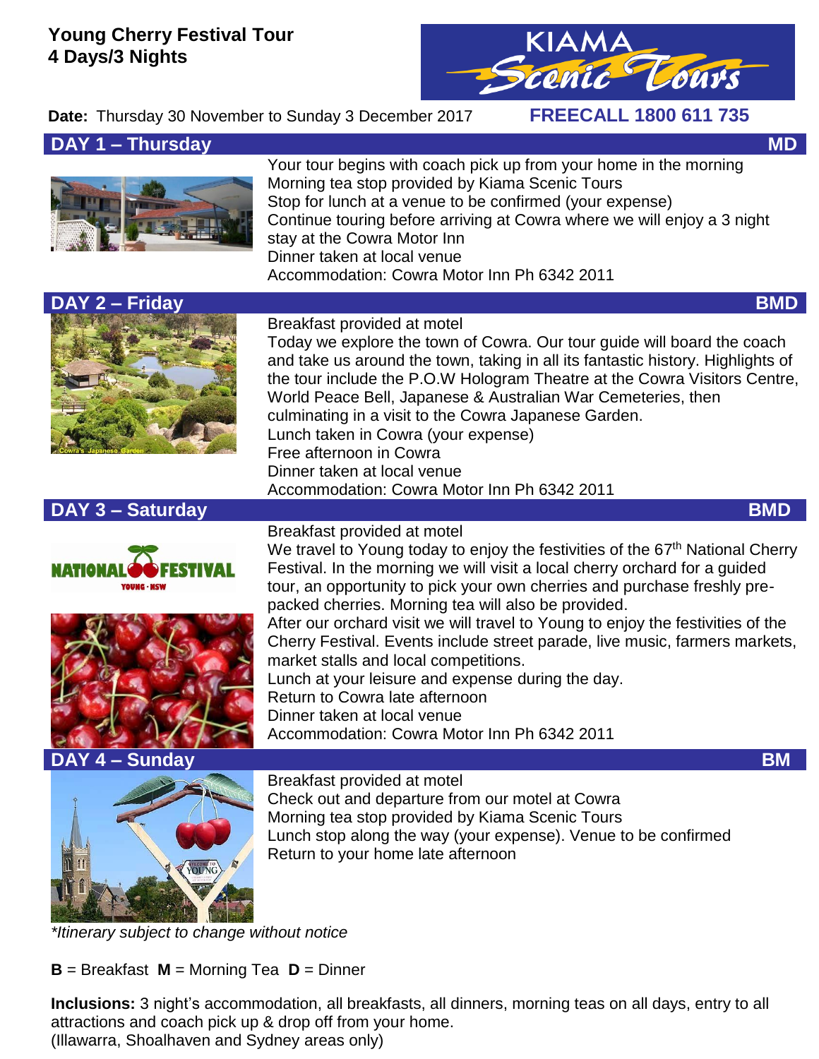# Young Cherry Festival Tour
## 4 Days/3 Nights

KIAMA Scenic Tours

**Date:** Thursday 30 November to Sunday 3 December 2017

**FREECALL 1800 611 735**

## DAY 1 – Thursday — MD

Your tour begins with coach pick up from your home in the morning
Morning tea stop provided by Kiama Scenic Tours
Stop for lunch at a venue to be confirmed (your expense)
Continue touring before arriving at Cowra where we will enjoy a 3 night stay at the Cowra Motor Inn
Dinner taken at local venue
Accommodation: Cowra Motor Inn Ph 6342 2011

## DAY 2 – Friday — BMD

Breakfast provided at motel
Today we explore the town of Cowra. Our tour guide will board the coach and take us around the town, taking in all its fantastic history. Highlights of the tour include the P.O.W Hologram Theatre at the Cowra Visitors Centre, World Peace Bell, Japanese & Australian War Cemeteries, then culminating in a visit to the Cowra Japanese Garden.
Lunch taken in Cowra (your expense)
Free afternoon in Cowra
Dinner taken at local venue
Accommodation: Cowra Motor Inn Ph 6342 2011

## DAY 3 – Saturday — BMD

Breakfast provided at motel
We travel to Young today to enjoy the festivities of the 67th National Cherry Festival. In the morning we will visit a local cherry orchard for a guided tour, an opportunity to pick your own cherries and purchase freshly pre-packed cherries. Morning tea will also be provided.
After our orchard visit we will travel to Young to enjoy the festivities of the Cherry Festival. Events include street parade, live music, farmers markets, market stalls and local competitions.
Lunch at your leisure and expense during the day.
Return to Cowra late afternoon
Dinner taken at local venue
Accommodation: Cowra Motor Inn Ph 6342 2011

## DAY 4 – Sunday — BM

Breakfast provided at motel
Check out and departure from our motel at Cowra
Morning tea stop provided by Kiama Scenic Tours
Lunch stop along the way (your expense). Venue to be confirmed
Return to your home late afternoon

*\*Itinerary subject to change without notice*

**B** = Breakfast **M** = Morning Tea **D** = Dinner

**Inclusions:** 3 night's accommodation, all breakfasts, all dinners, morning teas on all days, entry to all attractions and coach pick up & drop off from your home.
(Illawarra, Shoalhaven and Sydney areas only)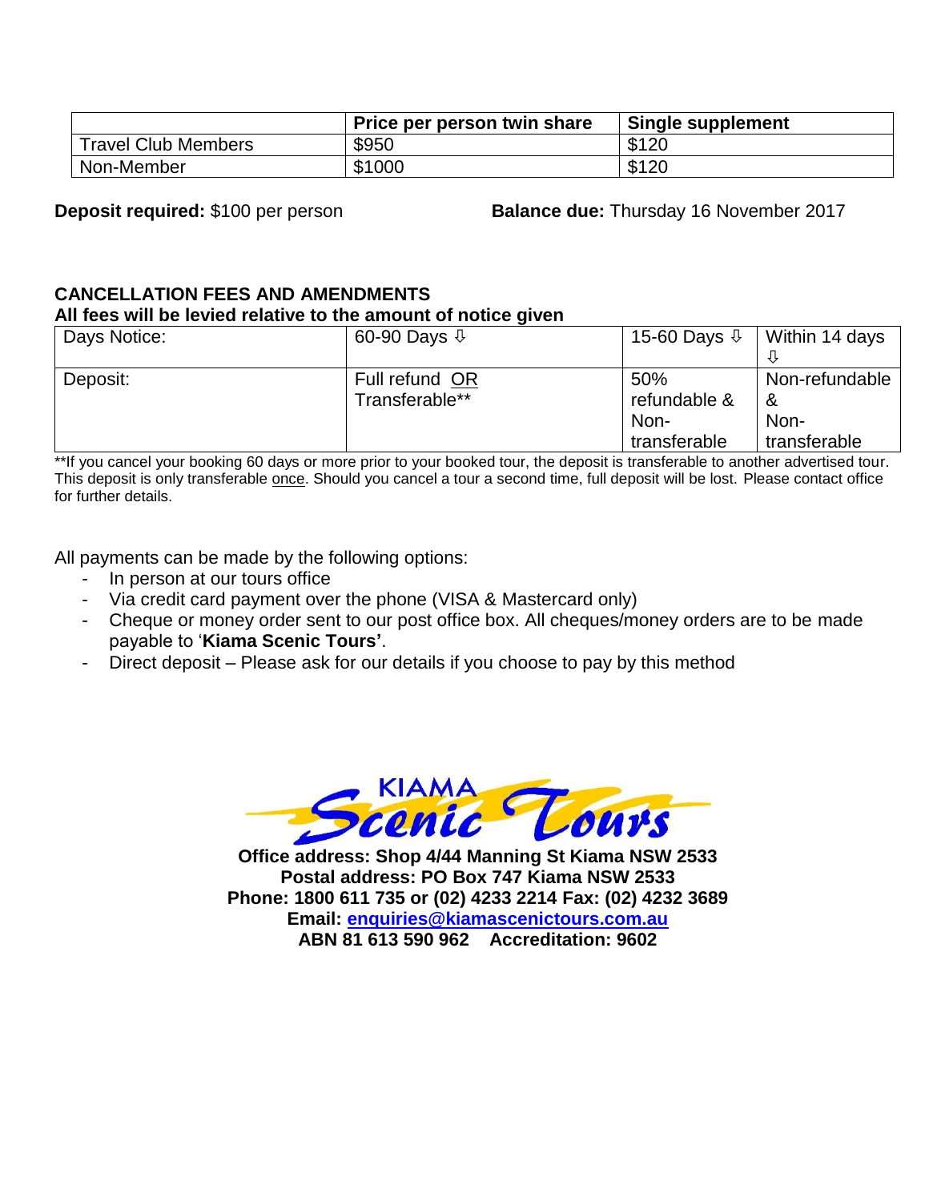| | Price per person twin share | Single supplement |
|---|---|---|
| Travel Club Members | $950 | $120 |
| Non-Member | $1000 | $120 |

**Deposit required:** $100 per person

**Balance due:** Thursday 16 November 2017

**CANCELLATION FEES AND AMENDMENTS**
**All fees will be levied relative to the amount of notice given**

| Days Notice: | 60-90 Days ⇩ | 15-60 Days ⇩ | Within 14 days ⇩ |
|---|---|---|---|
| Deposit: | Full refund OR Transferable** | 50% refundable & Non-transferable | Non-refundable & Non-transferable |

**If you cancel your booking 60 days or more prior to your booked tour, the deposit is transferable to another advertised tour. This deposit is only transferable once. Should you cancel a tour a second time, full deposit will be lost. Please contact office for further details.

All payments can be made by the following options:

- In person at our tours office
- Via credit card payment over the phone (VISA & Mastercard only)
- Cheque or money order sent to our post office box. All cheques/money orders are to be made payable to '**Kiama Scenic Tours**'.
- Direct deposit – Please ask for our details if you choose to pay by this method

KIAMA Scenic Tours

**Office address: Shop 4/44 Manning St Kiama NSW 2533**
**Postal address: PO Box 747 Kiama NSW 2533**
**Phone: 1800 611 735 or (02) 4233 2214 Fax: (02) 4232 3689**
**Email: enquiries@kiamascenictours.com.au**
**ABN 81 613 590 962 Accreditation: 9602**